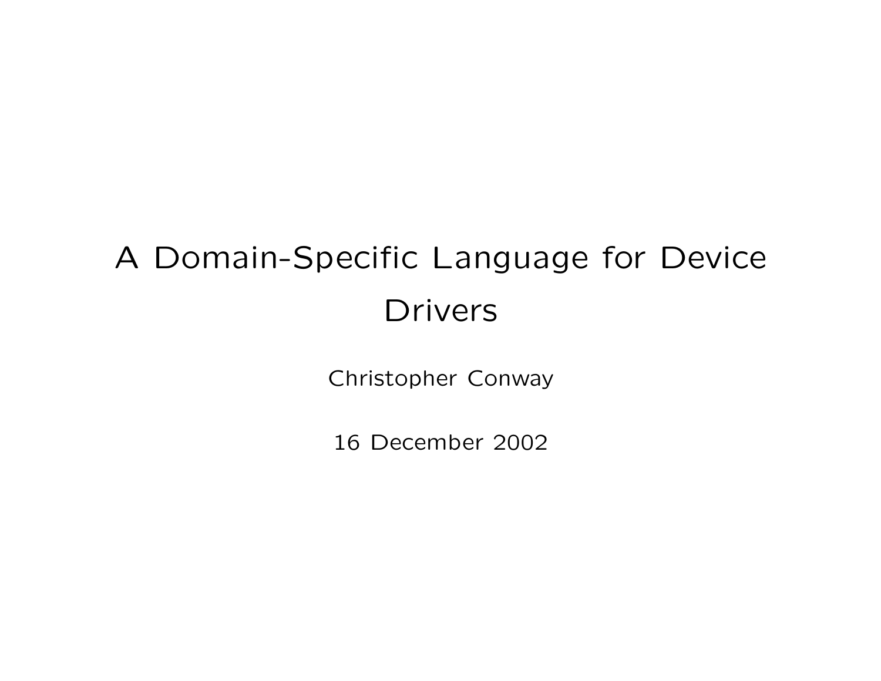# A Domain-Specific Language for Device Drivers

Christopher Conway

16 December 2002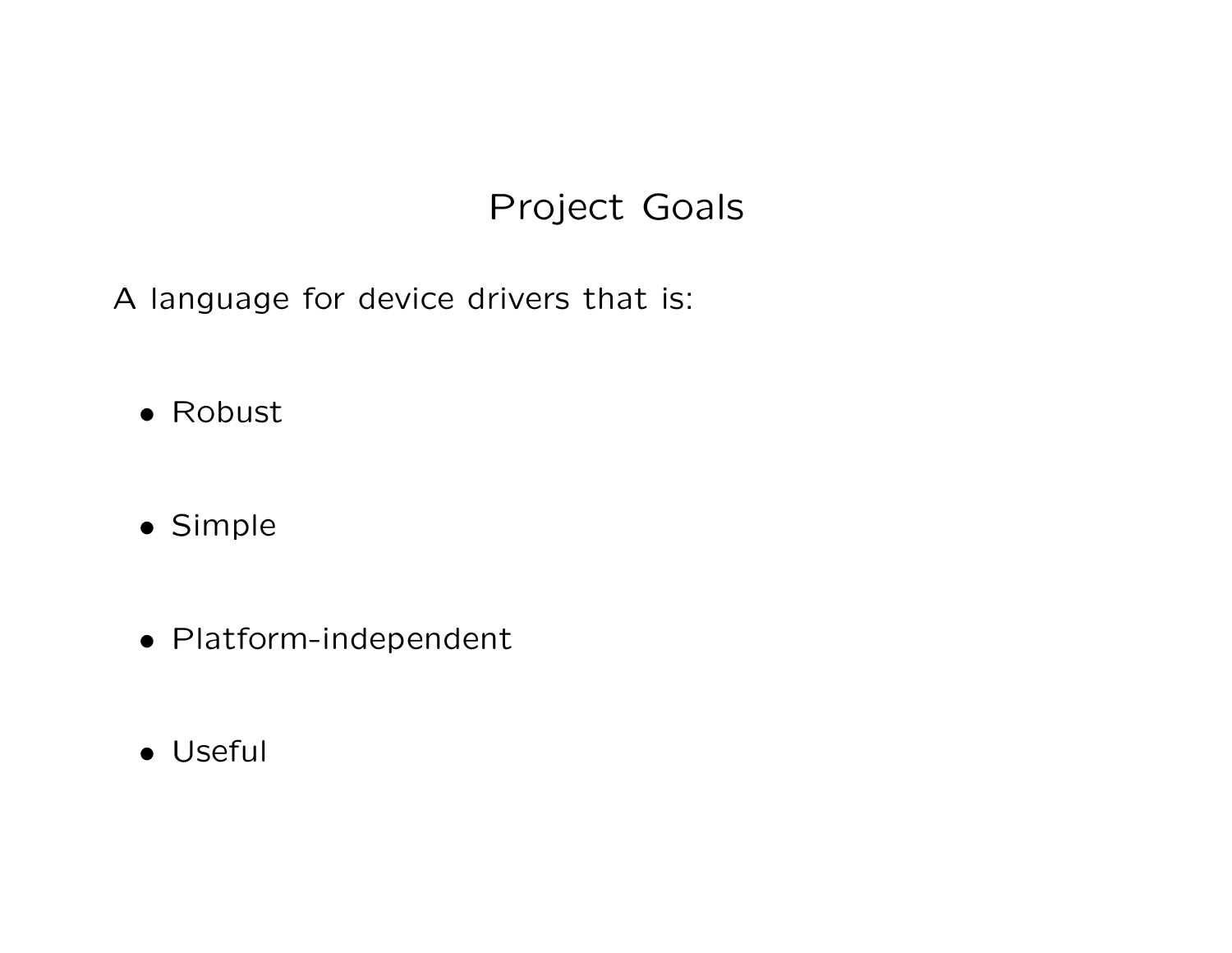# Project Goals

A language for device drivers that is:

- Robust
- Simple
- Platform-independent
- Useful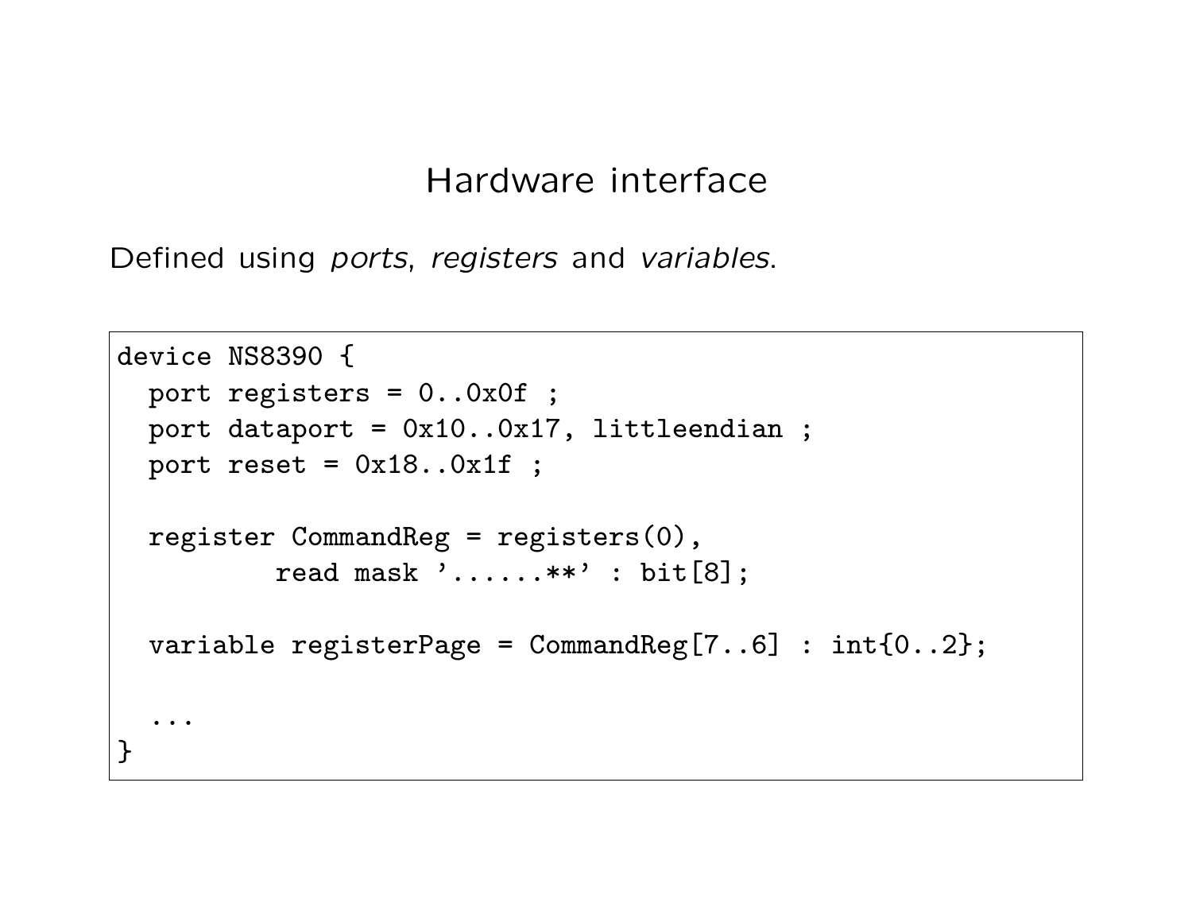# Hardware interface

Defined using *ports*, *registers* and *variables*.

```
device NS8390 {
  port registers = 0..0x0f ;
  port dataport = 0x10..0x17, littleendian ;
  port reset = 0x18..0x1f ;

  register CommandReg = registers(0),
          read mask '......**' : bit[8];

  variable registerPage = CommandReg[7..6] : int{0..2};

  ...
}
```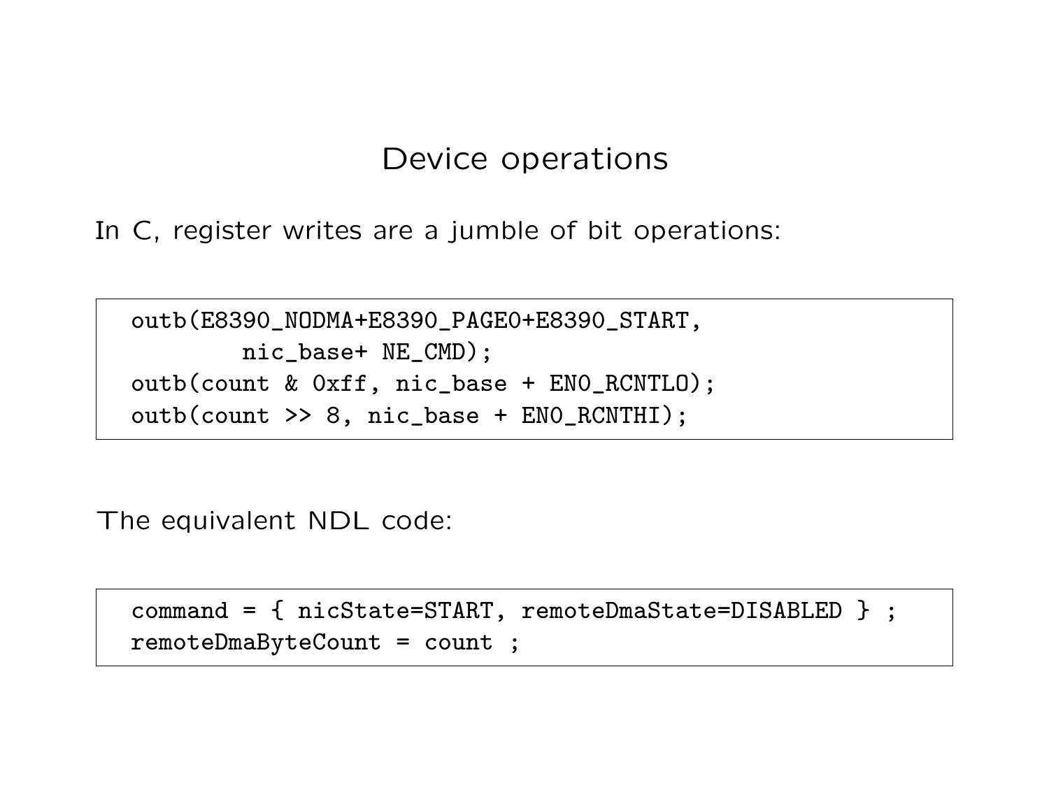# Device operations

In C, register writes are a jumble of bit operations:

```
outb(E8390_NODMA+E8390_PAGE0+E8390_START,
        nic_base+ NE_CMD);
outb(count & 0xff, nic_base + EN0_RCNTLO);
outb(count >> 8, nic_base + EN0_RCNTHI);
```

The equivalent NDL code:

```
command = { nicState=START, remoteDmaState=DISABLED } ;
remoteDmaByteCount = count ;
```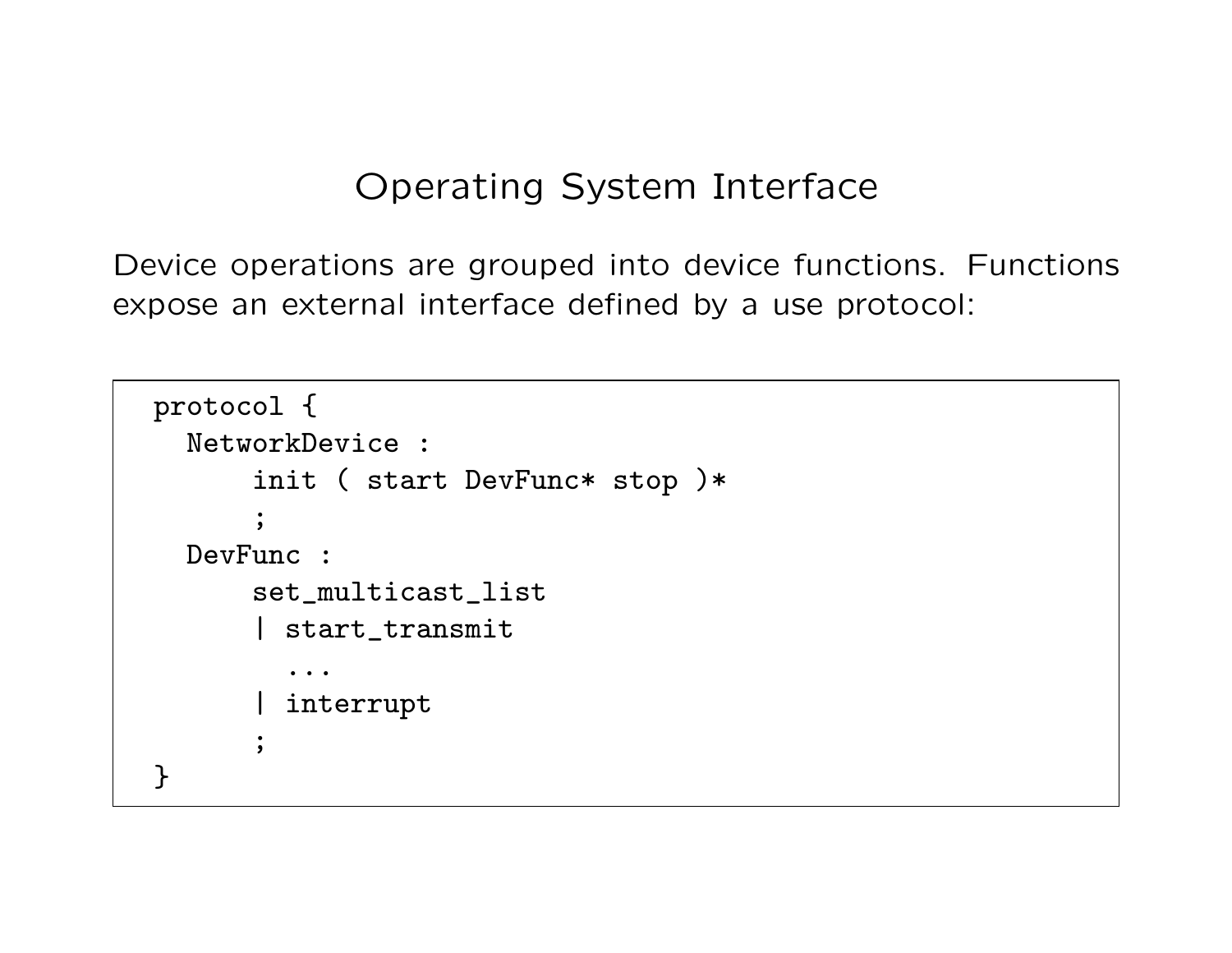# Operating System Interface

Device operations are grouped into device functions. Functions expose an external interface defined by a use protocol:

```
protocol {
  NetworkDevice :
      init ( start DevFunc* stop )*
      ;
  DevFunc :
      set_multicast_list
      | start_transmit
        ...
      | interrupt
      ;
}
```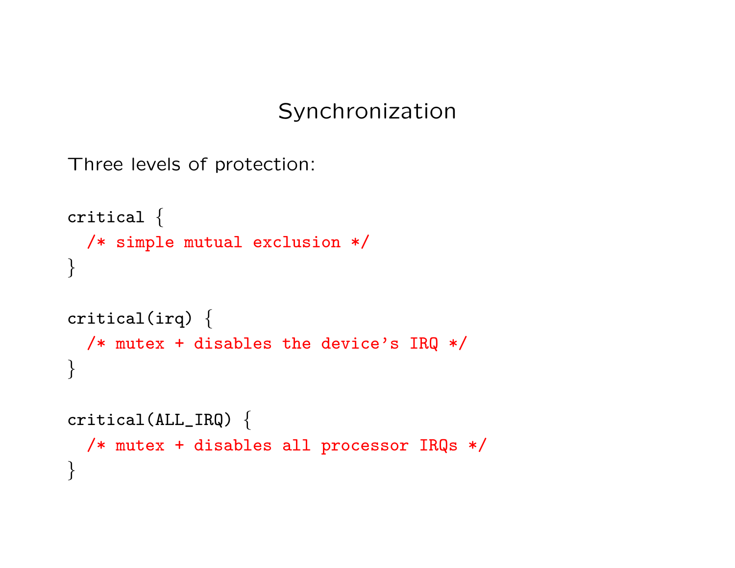# Synchronization

Three levels of protection:

```
critical {
  /* simple mutual exclusion */
}

critical(irq) {
  /* mutex + disables the device's IRQ */
}

critical(ALL_IRQ) {
  /* mutex + disables all processor IRQs */
}
```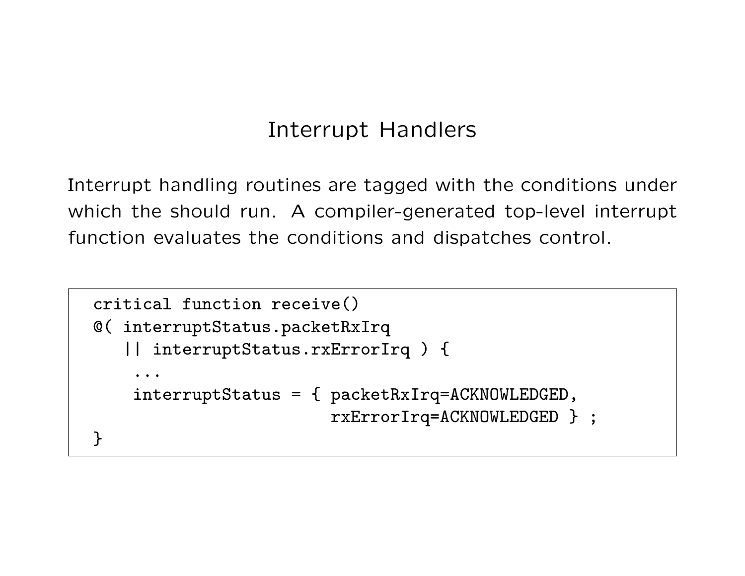# Interrupt Handlers

Interrupt handling routines are tagged with the conditions under which the should run. A compiler-generated top-level interrupt function evaluates the conditions and dispatches control.

```
critical function receive()
@( interruptStatus.packetRxIrq
   || interruptStatus.rxErrorIrq ) {
    ...
    interruptStatus = { packetRxIrq=ACKNOWLEDGED,
                        rxErrorIrq=ACKNOWLEDGED } ;
}
```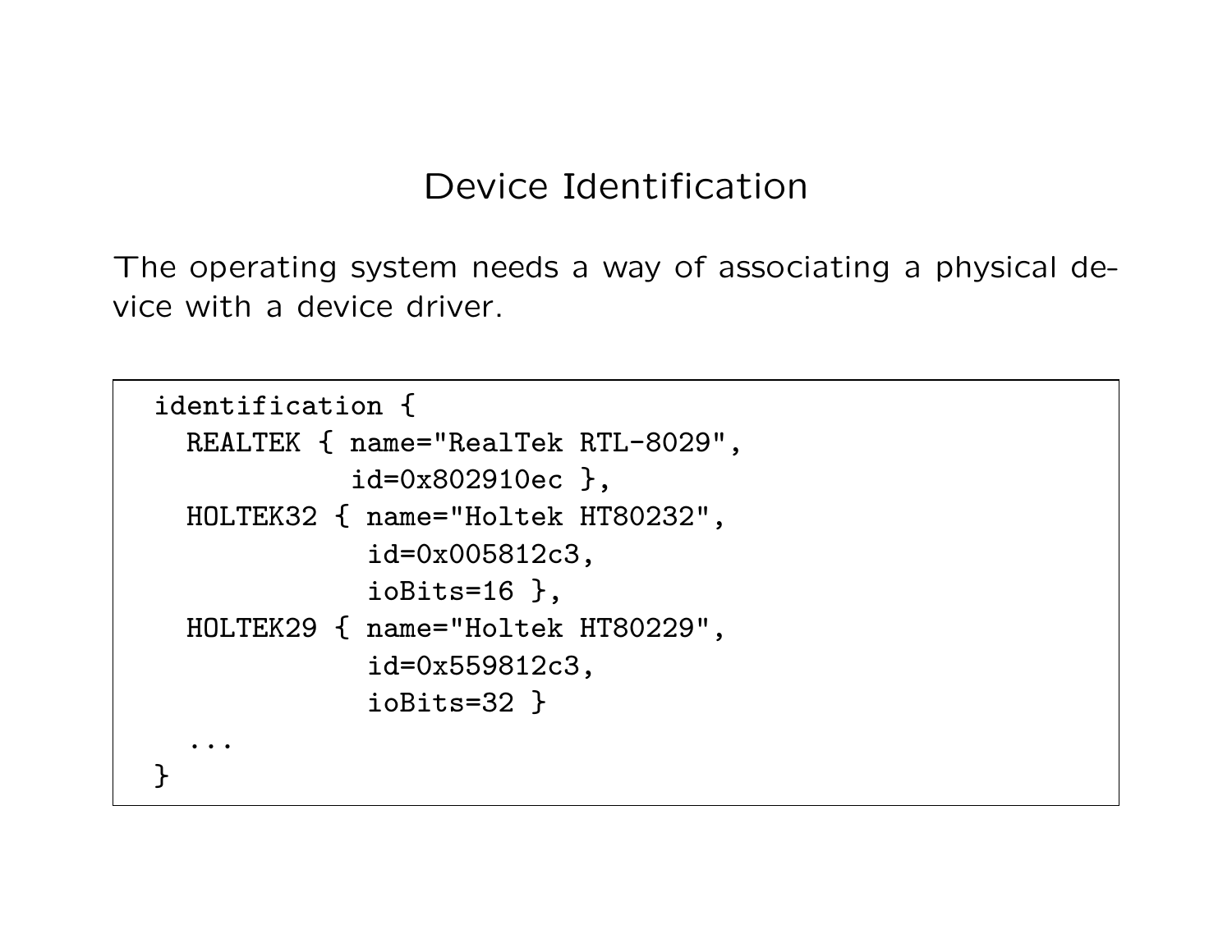# Device Identification

The operating system needs a way of associating a physical device with a device driver.

```
identification {
  REALTEK { name="RealTek RTL-8029",
            id=0x802910ec },
  HOLTEK32 { name="Holtek HT80232",
             id=0x005812c3,
             ioBits=16 },
  HOLTEK29 { name="Holtek HT80229",
             id=0x559812c3,
             ioBits=32 }
  ...
}
```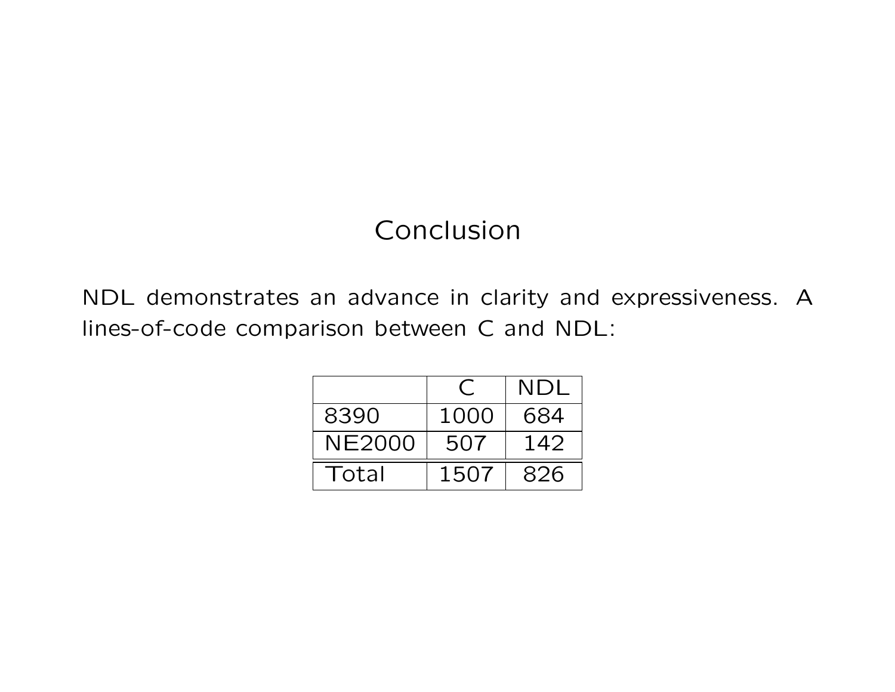# Conclusion

NDL demonstrates an advance in clarity and expressiveness. A lines-of-code comparison between C and NDL:

| | C | NDL |
|---|---|---|
| 8390 | 1000 | 684 |
| NE2000 | 507 | 142 |
| Total | 1507 | 826 |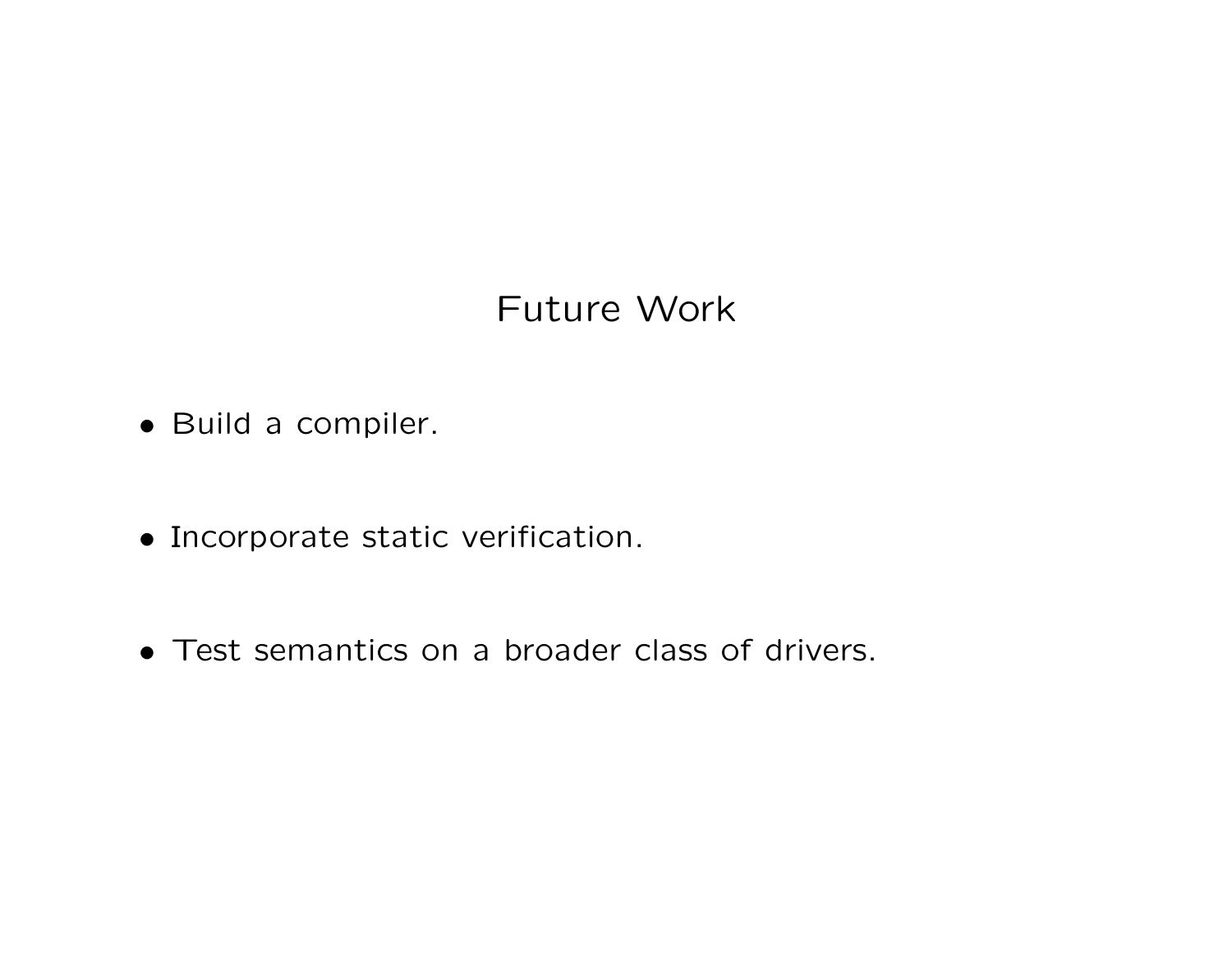# Future Work

- Build a compiler.
- Incorporate static verification.
- Test semantics on a broader class of drivers.